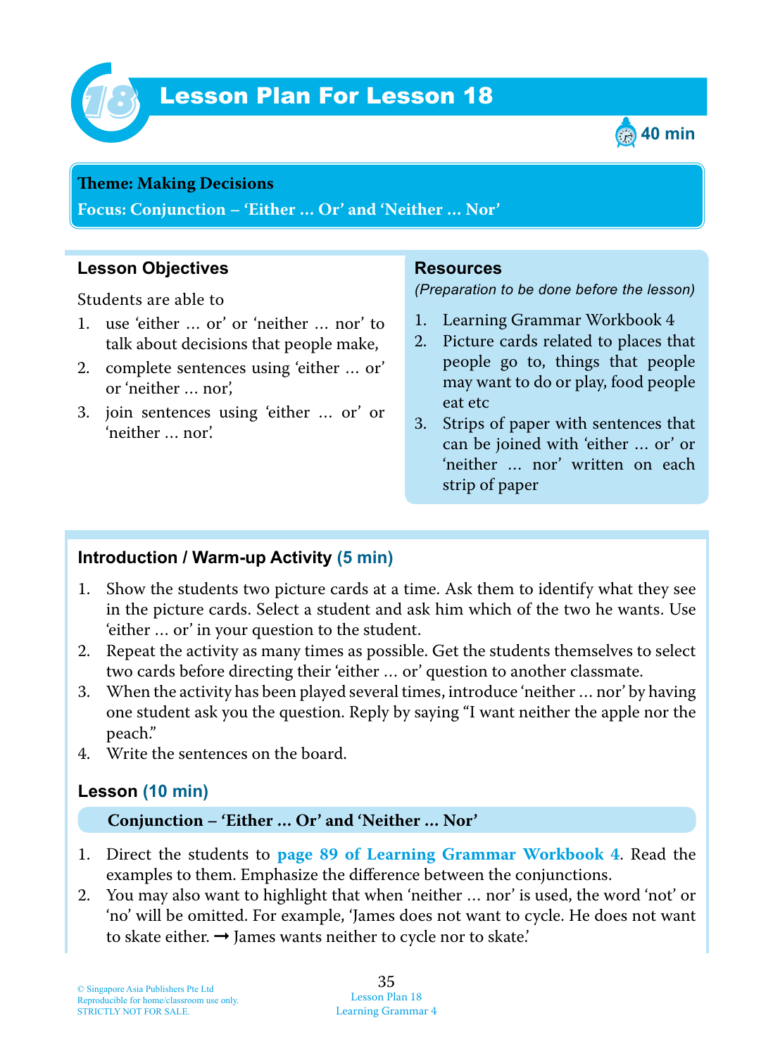# Lesson Plan For Lesson 18

40 min

**Theme: Making Decisions**

**Focus: Conjunction – 'Either … Or' and 'Neither … Nor'**

## Lesson Objectives

Students are able to

1. use 'either … or' or 'neither … nor' to talk about decisions that people make,
2. complete sentences using 'either … or' or 'neither … nor',
3. join sentences using 'either … or' or 'neither … nor'.

## Resources

*(Preparation to be done before the lesson)*

1. Learning Grammar Workbook 4
2. Picture cards related to places that people go to, things that people may want to do or play, food people eat etc
3. Strips of paper with sentences that can be joined with 'either … or' or 'neither … nor' written on each strip of paper

## Introduction / Warm-up Activity (5 min)

1. Show the students two picture cards at a time. Ask them to identify what they see in the picture cards. Select a student and ask him which of the two he wants. Use 'either … or' in your question to the student.
2. Repeat the activity as many times as possible. Get the students themselves to select two cards before directing their 'either … or' question to another classmate.
3. When the activity has been played several times, introduce 'neither … nor' by having one student ask you the question. Reply by saying "I want neither the apple nor the peach."
4. Write the sentences on the board.

## Lesson (10 min)

**Conjunction – 'Either … Or' and 'Neither … Nor'**

1. Direct the students to **page 89 of Learning Grammar Workbook 4**. Read the examples to them. Emphasize the difference between the conjunctions.
2. You may also want to highlight that when 'neither … nor' is used, the word 'not' or 'no' will be omitted. For example, 'James does not want to cycle. He does not want to skate either. → James wants neither to cycle nor to skate.'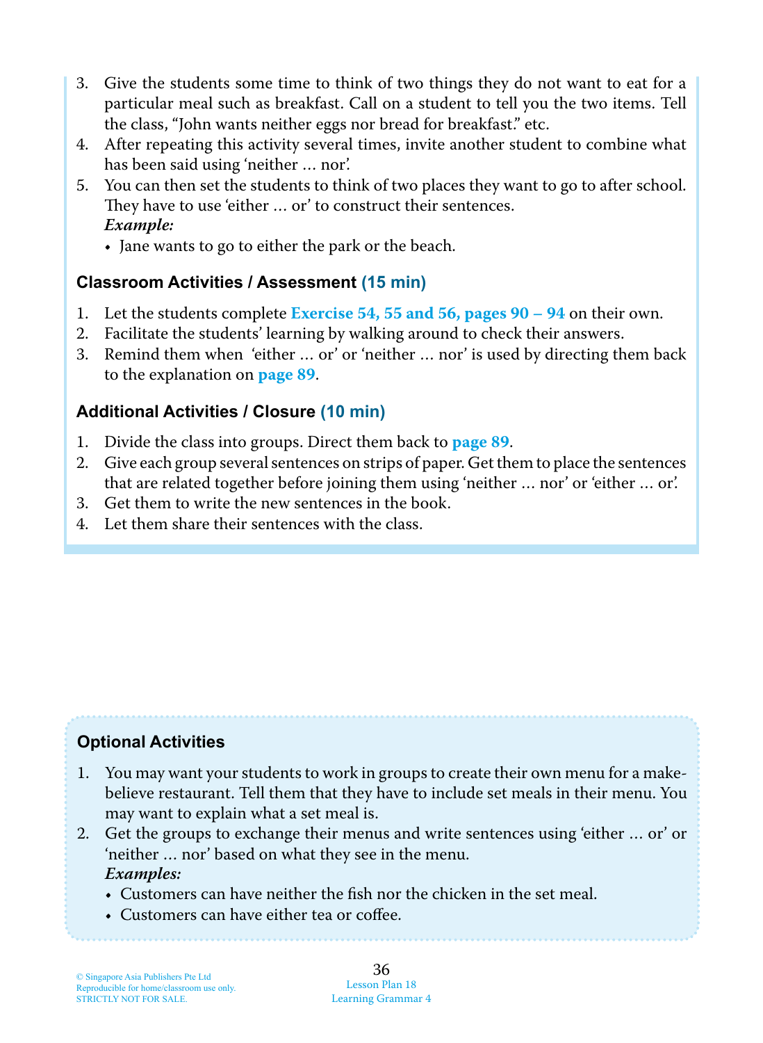3. Give the students some time to think of two things they do not want to eat for a particular meal such as breakfast. Call on a student to tell you the two items. Tell the class, "John wants neither eggs nor bread for breakfast." etc.
4. After repeating this activity several times, invite another student to combine what has been said using 'neither … nor'.
5. You can then set the students to think of two places they want to go to after school. They have to use 'either … or' to construct their sentences.
   ***Example:***
   - Jane wants to go to either the park or the beach.

### Classroom Activities / Assessment (15 min)

1. Let the students complete **Exercise 54, 55 and 56, pages 90 – 94** on their own.
2. Facilitate the students' learning by walking around to check their answers.
3. Remind them when 'either … or' or 'neither … nor' is used by directing them back to the explanation on **page 89**.

### Additional Activities / Closure (10 min)

1. Divide the class into groups. Direct them back to **page 89**.
2. Give each group several sentences on strips of paper. Get them to place the sentences that are related together before joining them using 'neither … nor' or 'either … or'.
3. Get them to write the new sentences in the book.
4. Let them share their sentences with the class.

### Optional Activities

1. You may want your students to work in groups to create their own menu for a make-believe restaurant. Tell them that they have to include set meals in their menu. You may want to explain what a set meal is.
2. Get the groups to exchange their menus and write sentences using 'either … or' or 'neither … nor' based on what they see in the menu.
   ***Examples:***
   - Customers can have neither the fish nor the chicken in the set meal.
   - Customers can have either tea or coffee.